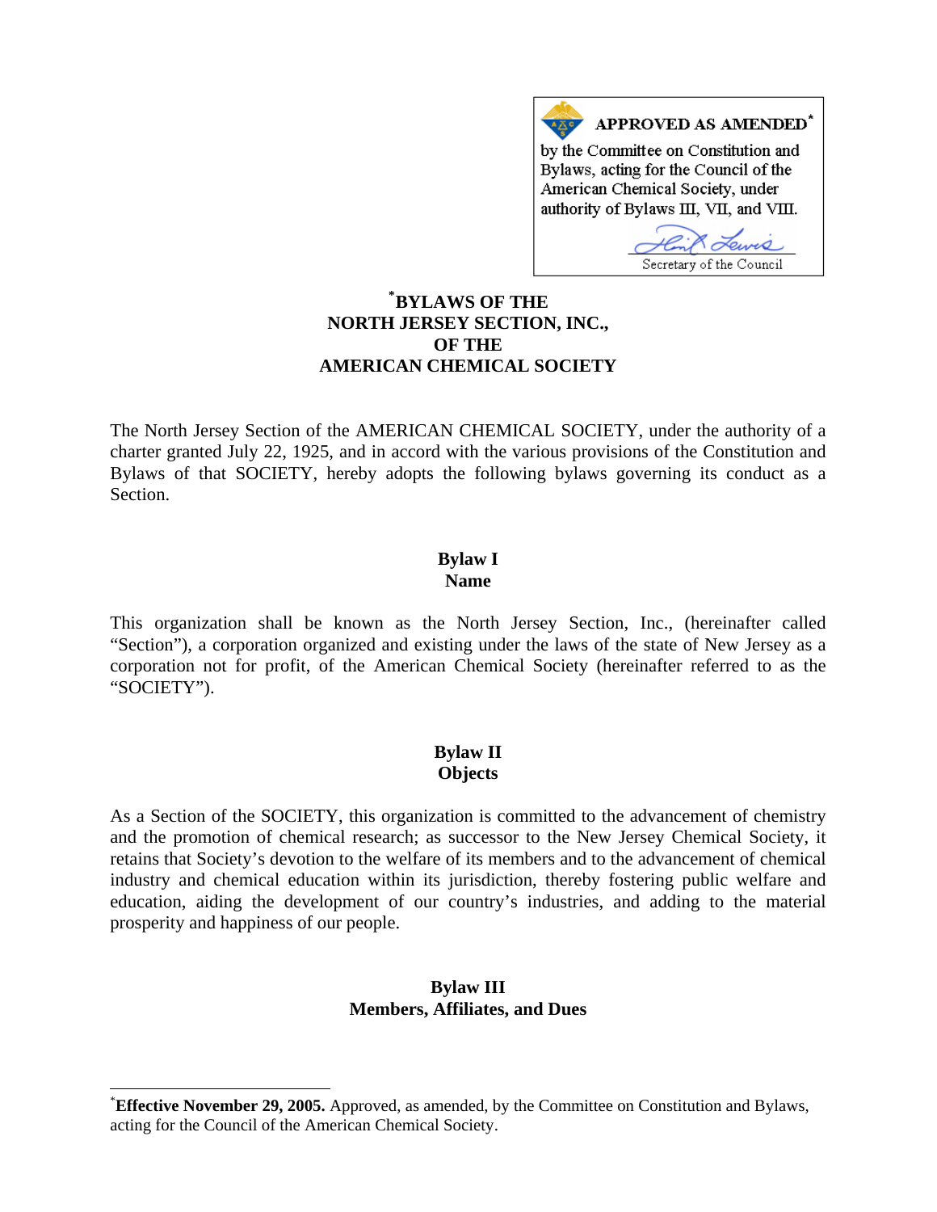**APPROVED AS AMENDED***

by the Committee on Constitution and Bylaws, acting for the Council of the American Chemical Society, under authority of Bylaws III, VII, and VIII.

Secretary of the Council

# *BYLAWS OF THE NORTH JERSEY SECTION, INC., OF THE AMERICAN CHEMICAL SOCIETY

The North Jersey Section of the AMERICAN CHEMICAL SOCIETY, under the authority of a charter granted July 22, 1925, and in accord with the various provisions of the Constitution and Bylaws of that SOCIETY, hereby adopts the following bylaws governing its conduct as a Section.

## Bylaw I
## Name

This organization shall be known as the North Jersey Section, Inc., (hereinafter called "Section"), a corporation organized and existing under the laws of the state of New Jersey as a corporation not for profit, of the American Chemical Society (hereinafter referred to as the "SOCIETY").

## Bylaw II
## Objects

As a Section of the SOCIETY, this organization is committed to the advancement of chemistry and the promotion of chemical research; as successor to the New Jersey Chemical Society, it retains that Society's devotion to the welfare of its members and to the advancement of chemical industry and chemical education within its jurisdiction, thereby fostering public welfare and education, aiding the development of our country's industries, and adding to the material prosperity and happiness of our people.

## Bylaw III
## Members, Affiliates, and Dues

---

*__Effective November 29, 2005.__ Approved, as amended, by the Committee on Constitution and Bylaws, acting for the Council of the American Chemical Society.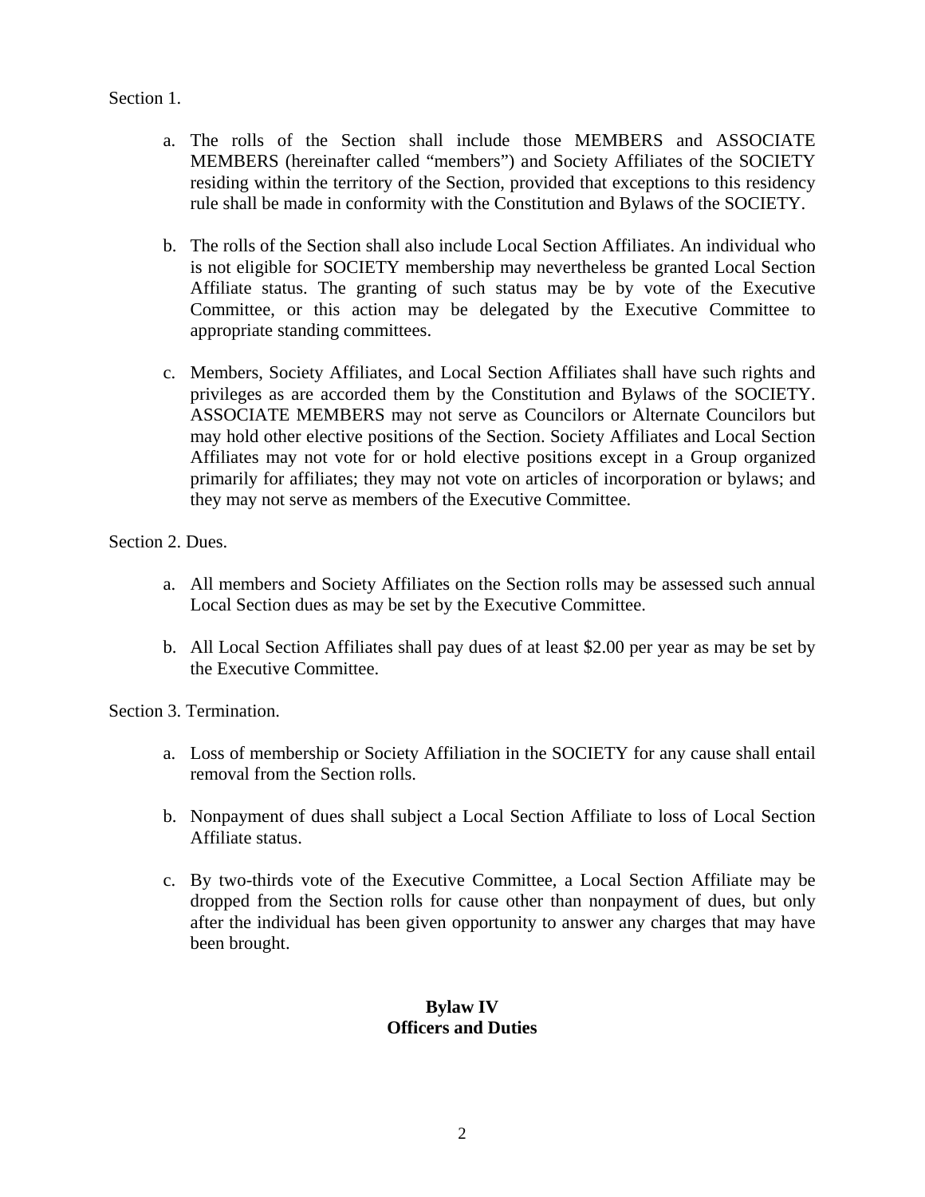Section 1.

a. The rolls of the Section shall include those MEMBERS and ASSOCIATE MEMBERS (hereinafter called "members") and Society Affiliates of the SOCIETY residing within the territory of the Section, provided that exceptions to this residency rule shall be made in conformity with the Constitution and Bylaws of the SOCIETY.

b. The rolls of the Section shall also include Local Section Affiliates. An individual who is not eligible for SOCIETY membership may nevertheless be granted Local Section Affiliate status. The granting of such status may be by vote of the Executive Committee, or this action may be delegated by the Executive Committee to appropriate standing committees.

c. Members, Society Affiliates, and Local Section Affiliates shall have such rights and privileges as are accorded them by the Constitution and Bylaws of the SOCIETY. ASSOCIATE MEMBERS may not serve as Councilors or Alternate Councilors but may hold other elective positions of the Section. Society Affiliates and Local Section Affiliates may not vote for or hold elective positions except in a Group organized primarily for affiliates; they may not vote on articles of incorporation or bylaws; and they may not serve as members of the Executive Committee.

Section 2. Dues.

a. All members and Society Affiliates on the Section rolls may be assessed such annual Local Section dues as may be set by the Executive Committee.

b. All Local Section Affiliates shall pay dues of at least $2.00 per year as may be set by the Executive Committee.

Section 3. Termination.

a. Loss of membership or Society Affiliation in the SOCIETY for any cause shall entail removal from the Section rolls.

b. Nonpayment of dues shall subject a Local Section Affiliate to loss of Local Section Affiliate status.

c. By two-thirds vote of the Executive Committee, a Local Section Affiliate may be dropped from the Section rolls for cause other than nonpayment of dues, but only after the individual has been given opportunity to answer any charges that may have been brought.

## Bylaw IV
## Officers and Duties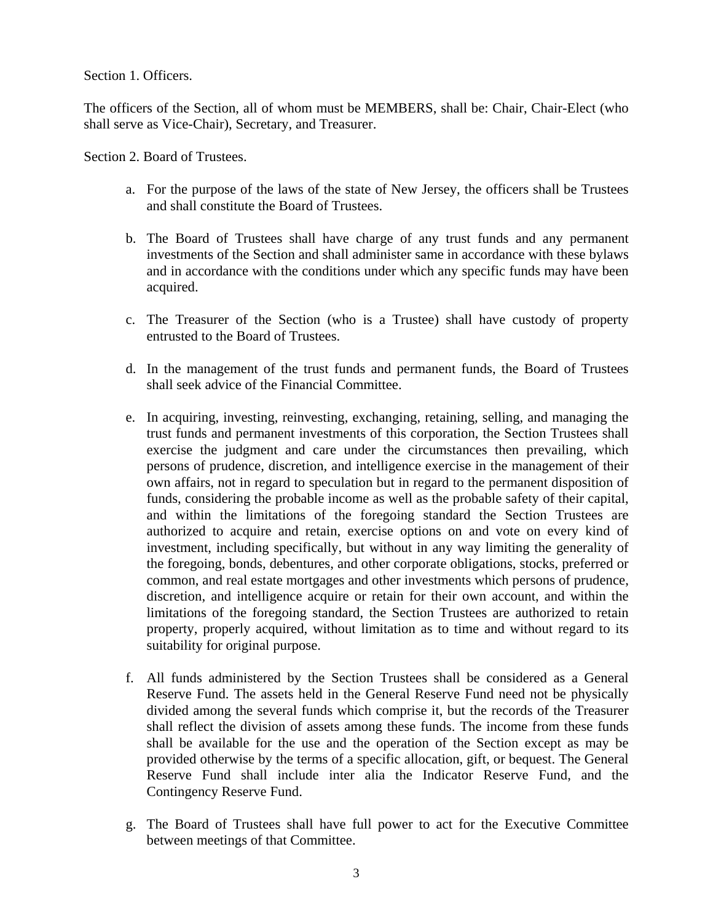Section 1. Officers.

The officers of the Section, all of whom must be MEMBERS, shall be: Chair, Chair-Elect (who shall serve as Vice-Chair), Secretary, and Treasurer.

Section 2. Board of Trustees.

a. For the purpose of the laws of the state of New Jersey, the officers shall be Trustees and shall constitute the Board of Trustees.

b. The Board of Trustees shall have charge of any trust funds and any permanent investments of the Section and shall administer same in accordance with these bylaws and in accordance with the conditions under which any specific funds may have been acquired.

c. The Treasurer of the Section (who is a Trustee) shall have custody of property entrusted to the Board of Trustees.

d. In the management of the trust funds and permanent funds, the Board of Trustees shall seek advice of the Financial Committee.

e. In acquiring, investing, reinvesting, exchanging, retaining, selling, and managing the trust funds and permanent investments of this corporation, the Section Trustees shall exercise the judgment and care under the circumstances then prevailing, which persons of prudence, discretion, and intelligence exercise in the management of their own affairs, not in regard to speculation but in regard to the permanent disposition of funds, considering the probable income as well as the probable safety of their capital, and within the limitations of the foregoing standard the Section Trustees are authorized to acquire and retain, exercise options on and vote on every kind of investment, including specifically, but without in any way limiting the generality of the foregoing, bonds, debentures, and other corporate obligations, stocks, preferred or common, and real estate mortgages and other investments which persons of prudence, discretion, and intelligence acquire or retain for their own account, and within the limitations of the foregoing standard, the Section Trustees are authorized to retain property, properly acquired, without limitation as to time and without regard to its suitability for original purpose.

f. All funds administered by the Section Trustees shall be considered as a General Reserve Fund. The assets held in the General Reserve Fund need not be physically divided among the several funds which comprise it, but the records of the Treasurer shall reflect the division of assets among these funds. The income from these funds shall be available for the use and the operation of the Section except as may be provided otherwise by the terms of a specific allocation, gift, or bequest. The General Reserve Fund shall include inter alia the Indicator Reserve Fund, and the Contingency Reserve Fund.

g. The Board of Trustees shall have full power to act for the Executive Committee between meetings of that Committee.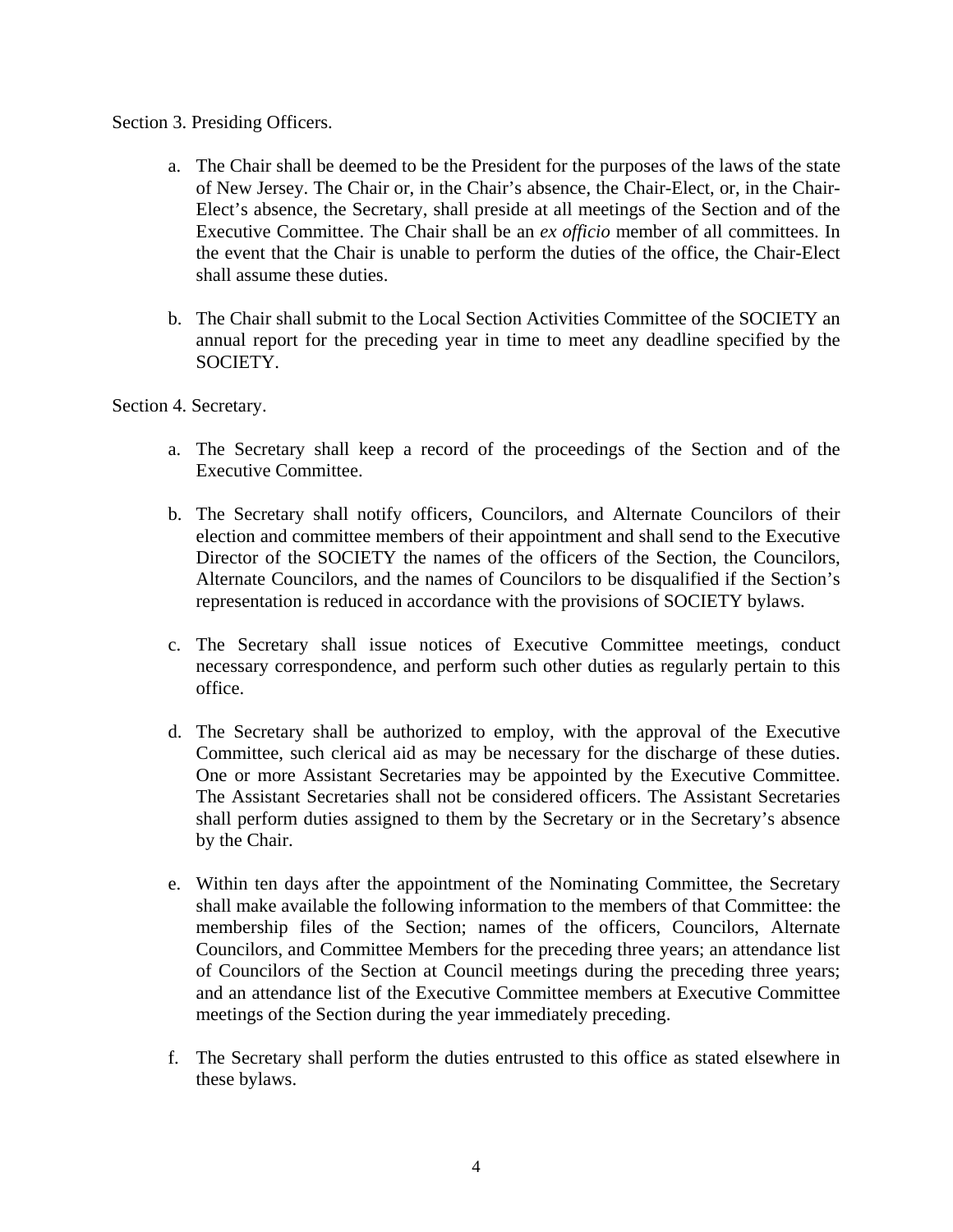Section 3. Presiding Officers.

a. The Chair shall be deemed to be the President for the purposes of the laws of the state of New Jersey. The Chair or, in the Chair's absence, the Chair-Elect, or, in the Chair-Elect's absence, the Secretary, shall preside at all meetings of the Section and of the Executive Committee. The Chair shall be an *ex officio* member of all committees. In the event that the Chair is unable to perform the duties of the office, the Chair-Elect shall assume these duties.

b. The Chair shall submit to the Local Section Activities Committee of the SOCIETY an annual report for the preceding year in time to meet any deadline specified by the SOCIETY.

Section 4. Secretary.

a. The Secretary shall keep a record of the proceedings of the Section and of the Executive Committee.

b. The Secretary shall notify officers, Councilors, and Alternate Councilors of their election and committee members of their appointment and shall send to the Executive Director of the SOCIETY the names of the officers of the Section, the Councilors, Alternate Councilors, and the names of Councilors to be disqualified if the Section's representation is reduced in accordance with the provisions of SOCIETY bylaws.

c. The Secretary shall issue notices of Executive Committee meetings, conduct necessary correspondence, and perform such other duties as regularly pertain to this office.

d. The Secretary shall be authorized to employ, with the approval of the Executive Committee, such clerical aid as may be necessary for the discharge of these duties. One or more Assistant Secretaries may be appointed by the Executive Committee. The Assistant Secretaries shall not be considered officers. The Assistant Secretaries shall perform duties assigned to them by the Secretary or in the Secretary's absence by the Chair.

e. Within ten days after the appointment of the Nominating Committee, the Secretary shall make available the following information to the members of that Committee: the membership files of the Section; names of the officers, Councilors, Alternate Councilors, and Committee Members for the preceding three years; an attendance list of Councilors of the Section at Council meetings during the preceding three years; and an attendance list of the Executive Committee members at Executive Committee meetings of the Section during the year immediately preceding.

f. The Secretary shall perform the duties entrusted to this office as stated elsewhere in these bylaws.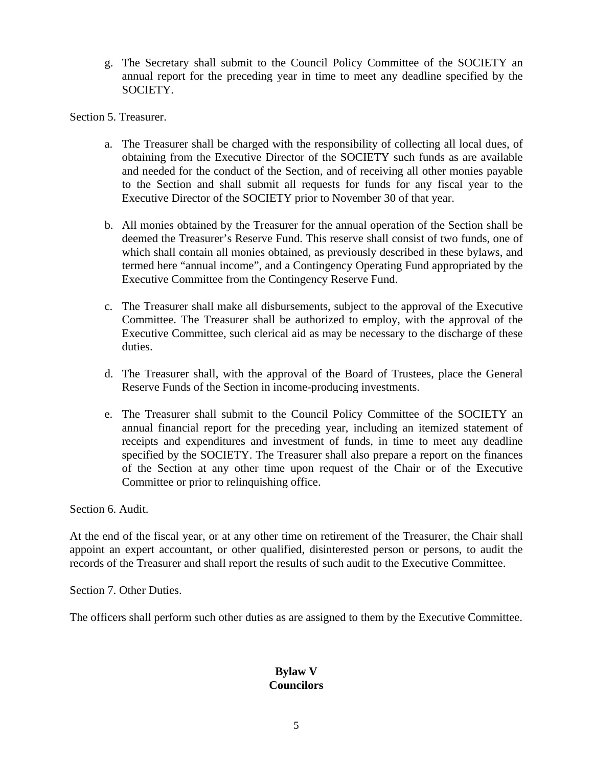g. The Secretary shall submit to the Council Policy Committee of the SOCIETY an annual report for the preceding year in time to meet any deadline specified by the SOCIETY.

Section 5. Treasurer.

a. The Treasurer shall be charged with the responsibility of collecting all local dues, of obtaining from the Executive Director of the SOCIETY such funds as are available and needed for the conduct of the Section, and of receiving all other monies payable to the Section and shall submit all requests for funds for any fiscal year to the Executive Director of the SOCIETY prior to November 30 of that year.

b. All monies obtained by the Treasurer for the annual operation of the Section shall be deemed the Treasurer's Reserve Fund. This reserve shall consist of two funds, one of which shall contain all monies obtained, as previously described in these bylaws, and termed here "annual income", and a Contingency Operating Fund appropriated by the Executive Committee from the Contingency Reserve Fund.

c. The Treasurer shall make all disbursements, subject to the approval of the Executive Committee. The Treasurer shall be authorized to employ, with the approval of the Executive Committee, such clerical aid as may be necessary to the discharge of these duties.

d. The Treasurer shall, with the approval of the Board of Trustees, place the General Reserve Funds of the Section in income-producing investments.

e. The Treasurer shall submit to the Council Policy Committee of the SOCIETY an annual financial report for the preceding year, including an itemized statement of receipts and expenditures and investment of funds, in time to meet any deadline specified by the SOCIETY. The Treasurer shall also prepare a report on the finances of the Section at any other time upon request of the Chair or of the Executive Committee or prior to relinquishing office.

Section 6. Audit.

At the end of the fiscal year, or at any other time on retirement of the Treasurer, the Chair shall appoint an expert accountant, or other qualified, disinterested person or persons, to audit the records of the Treasurer and shall report the results of such audit to the Executive Committee.

Section 7. Other Duties.

The officers shall perform such other duties as are assigned to them by the Executive Committee.

## Bylaw V
## Councilors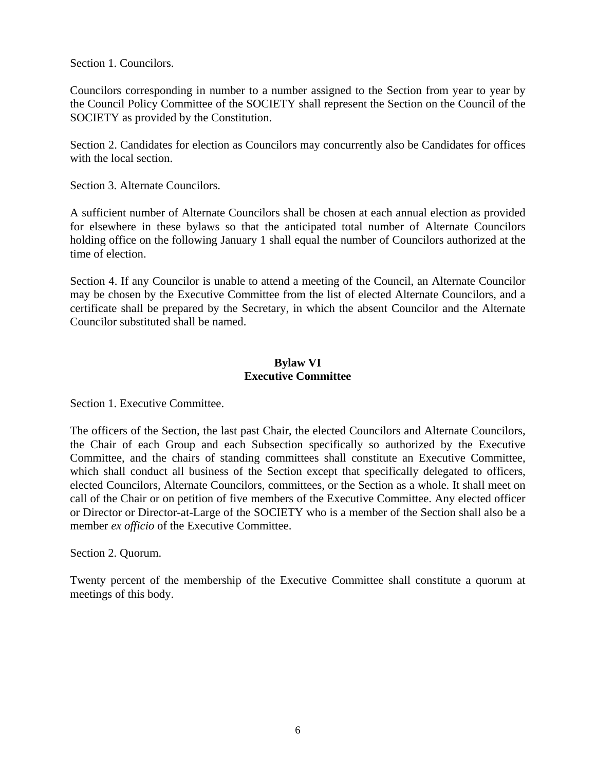Section 1. Councilors.

Councilors corresponding in number to a number assigned to the Section from year to year by the Council Policy Committee of the SOCIETY shall represent the Section on the Council of the SOCIETY as provided by the Constitution.

Section 2. Candidates for election as Councilors may concurrently also be Candidates for offices with the local section.

Section 3. Alternate Councilors.

A sufficient number of Alternate Councilors shall be chosen at each annual election as provided for elsewhere in these bylaws so that the anticipated total number of Alternate Councilors holding office on the following January 1 shall equal the number of Councilors authorized at the time of election.

Section 4. If any Councilor is unable to attend a meeting of the Council, an Alternate Councilor may be chosen by the Executive Committee from the list of elected Alternate Councilors, and a certificate shall be prepared by the Secretary, in which the absent Councilor and the Alternate Councilor substituted shall be named.

## Bylaw VI
## Executive Committee

Section 1. Executive Committee.

The officers of the Section, the last past Chair, the elected Councilors and Alternate Councilors, the Chair of each Group and each Subsection specifically so authorized by the Executive Committee, and the chairs of standing committees shall constitute an Executive Committee, which shall conduct all business of the Section except that specifically delegated to officers, elected Councilors, Alternate Councilors, committees, or the Section as a whole. It shall meet on call of the Chair or on petition of five members of the Executive Committee. Any elected officer or Director or Director-at-Large of the SOCIETY who is a member of the Section shall also be a member *ex officio* of the Executive Committee.

Section 2. Quorum.

Twenty percent of the membership of the Executive Committee shall constitute a quorum at meetings of this body.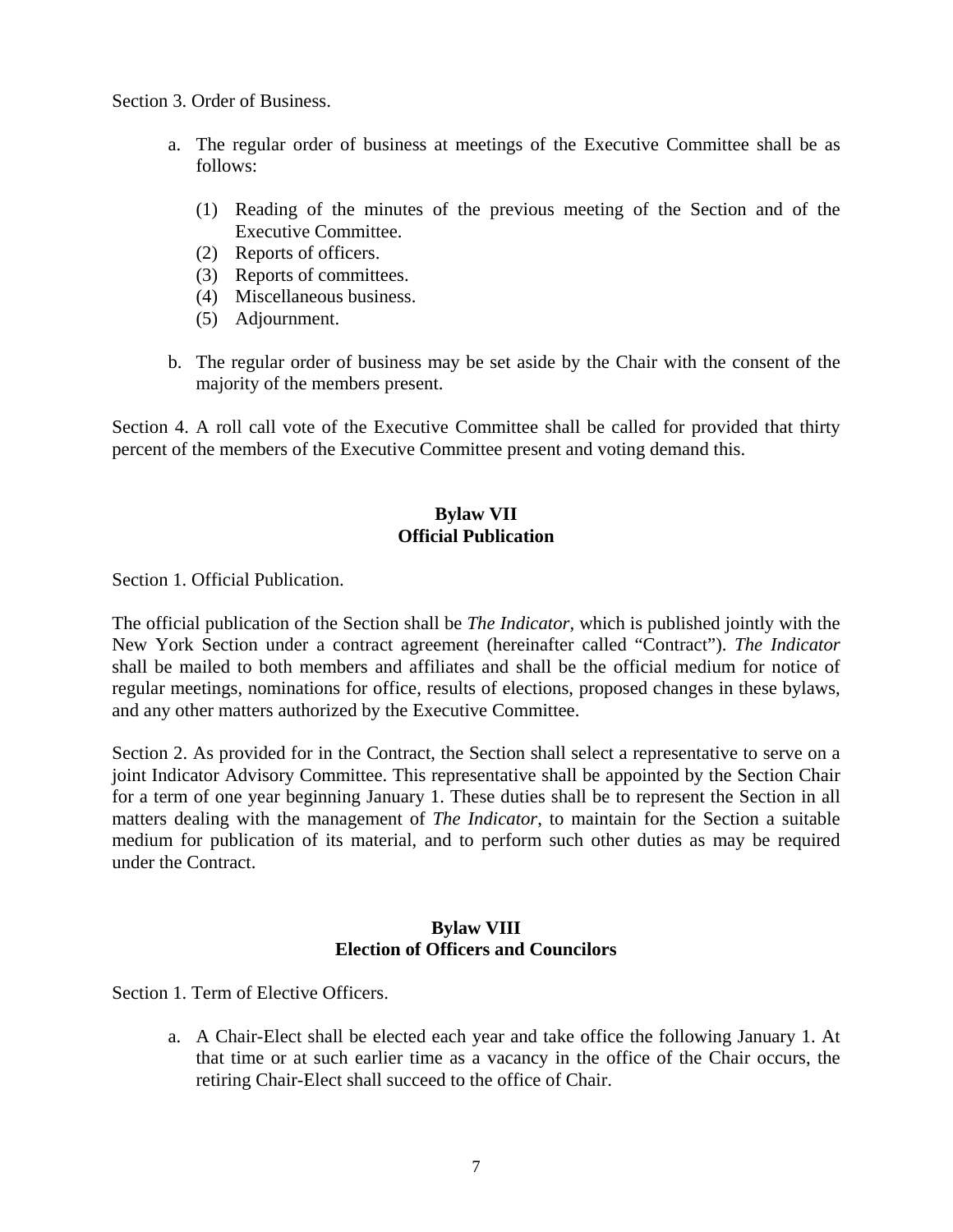Section 3. Order of Business.

a. The regular order of business at meetings of the Executive Committee shall be as follows:

   (1) Reading of the minutes of the previous meeting of the Section and of the Executive Committee.
   (2) Reports of officers.
   (3) Reports of committees.
   (4) Miscellaneous business.
   (5) Adjournment.

b. The regular order of business may be set aside by the Chair with the consent of the majority of the members present.

Section 4. A roll call vote of the Executive Committee shall be called for provided that thirty percent of the members of the Executive Committee present and voting demand this.

## Bylaw VII
## Official Publication

Section 1. Official Publication.

The official publication of the Section shall be *The Indicator*, which is published jointly with the New York Section under a contract agreement (hereinafter called "Contract"). *The Indicator* shall be mailed to both members and affiliates and shall be the official medium for notice of regular meetings, nominations for office, results of elections, proposed changes in these bylaws, and any other matters authorized by the Executive Committee.

Section 2. As provided for in the Contract, the Section shall select a representative to serve on a joint Indicator Advisory Committee. This representative shall be appointed by the Section Chair for a term of one year beginning January 1. These duties shall be to represent the Section in all matters dealing with the management of *The Indicator*, to maintain for the Section a suitable medium for publication of its material, and to perform such other duties as may be required under the Contract.

## Bylaw VIII
## Election of Officers and Councilors

Section 1. Term of Elective Officers.

a. A Chair-Elect shall be elected each year and take office the following January 1. At that time or at such earlier time as a vacancy in the office of the Chair occurs, the retiring Chair-Elect shall succeed to the office of Chair.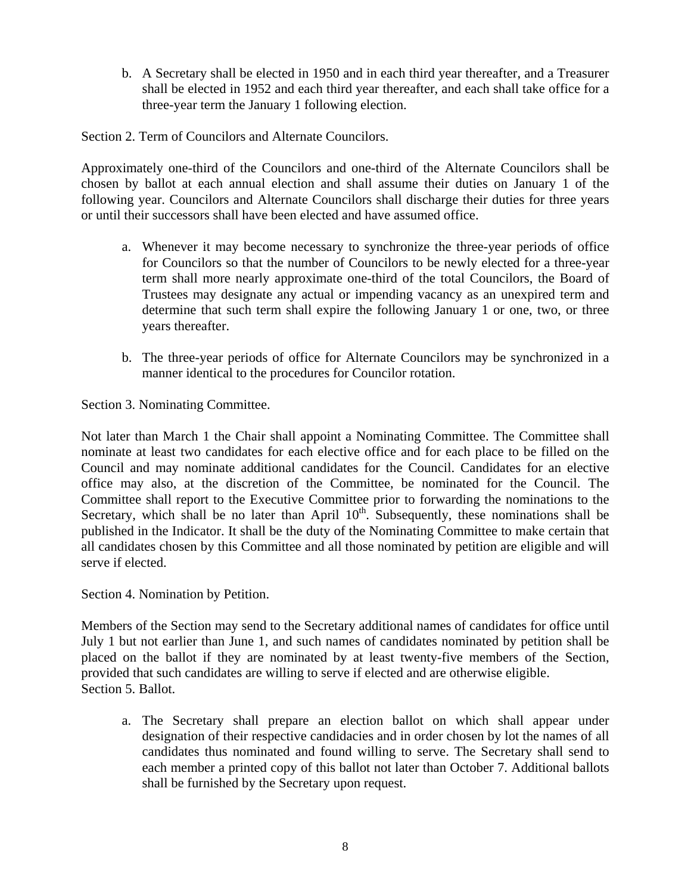b. A Secretary shall be elected in 1950 and in each third year thereafter, and a Treasurer shall be elected in 1952 and each third year thereafter, and each shall take office for a three-year term the January 1 following election.

Section 2. Term of Councilors and Alternate Councilors.

Approximately one-third of the Councilors and one-third of the Alternate Councilors shall be chosen by ballot at each annual election and shall assume their duties on January 1 of the following year. Councilors and Alternate Councilors shall discharge their duties for three years or until their successors shall have been elected and have assumed office.

a. Whenever it may become necessary to synchronize the three-year periods of office for Councilors so that the number of Councilors to be newly elected for a three-year term shall more nearly approximate one-third of the total Councilors, the Board of Trustees may designate any actual or impending vacancy as an unexpired term and determine that such term shall expire the following January 1 or one, two, or three years thereafter.

b. The three-year periods of office for Alternate Councilors may be synchronized in a manner identical to the procedures for Councilor rotation.

Section 3. Nominating Committee.

Not later than March 1 the Chair shall appoint a Nominating Committee. The Committee shall nominate at least two candidates for each elective office and for each place to be filled on the Council and may nominate additional candidates for the Council. Candidates for an elective office may also, at the discretion of the Committee, be nominated for the Council. The Committee shall report to the Executive Committee prior to forwarding the nominations to the Secretary, which shall be no later than April 10th. Subsequently, these nominations shall be published in the Indicator. It shall be the duty of the Nominating Committee to make certain that all candidates chosen by this Committee and all those nominated by petition are eligible and will serve if elected.

Section 4. Nomination by Petition.

Members of the Section may send to the Secretary additional names of candidates for office until July 1 but not earlier than June 1, and such names of candidates nominated by petition shall be placed on the ballot if they are nominated by at least twenty-five members of the Section, provided that such candidates are willing to serve if elected and are otherwise eligible.

Section 5. Ballot.

a. The Secretary shall prepare an election ballot on which shall appear under designation of their respective candidacies and in order chosen by lot the names of all candidates thus nominated and found willing to serve. The Secretary shall send to each member a printed copy of this ballot not later than October 7. Additional ballots shall be furnished by the Secretary upon request.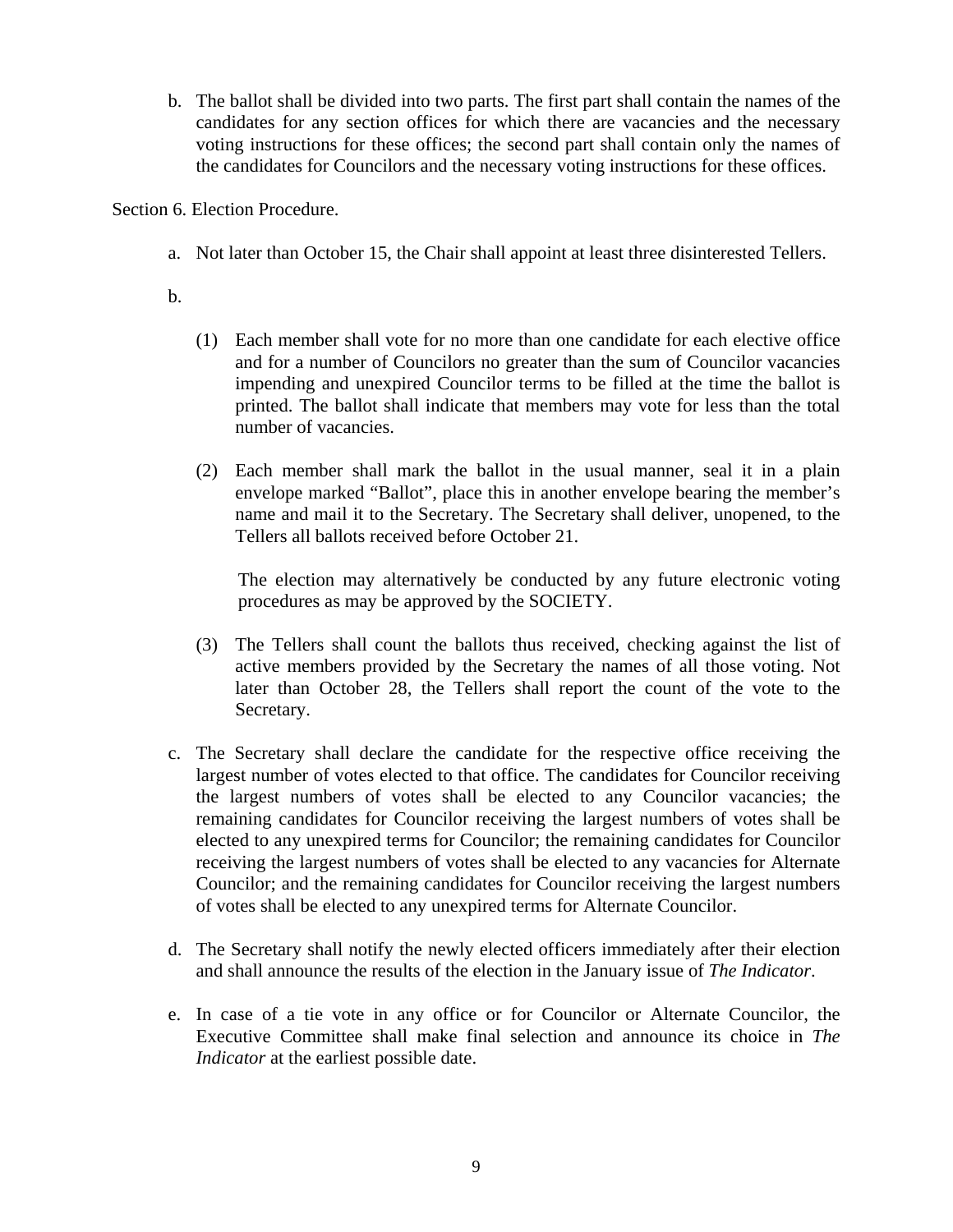b. The ballot shall be divided into two parts. The first part shall contain the names of the candidates for any section offices for which there are vacancies and the necessary voting instructions for these offices; the second part shall contain only the names of the candidates for Councilors and the necessary voting instructions for these offices.

Section 6. Election Procedure.

a. Not later than October 15, the Chair shall appoint at least three disinterested Tellers.

b.

(1) Each member shall vote for no more than one candidate for each elective office and for a number of Councilors no greater than the sum of Councilor vacancies impending and unexpired Councilor terms to be filled at the time the ballot is printed. The ballot shall indicate that members may vote for less than the total number of vacancies.

(2) Each member shall mark the ballot in the usual manner, seal it in a plain envelope marked "Ballot", place this in another envelope bearing the member's name and mail it to the Secretary. The Secretary shall deliver, unopened, to the Tellers all ballots received before October 21.

The election may alternatively be conducted by any future electronic voting procedures as may be approved by the SOCIETY.

(3) The Tellers shall count the ballots thus received, checking against the list of active members provided by the Secretary the names of all those voting. Not later than October 28, the Tellers shall report the count of the vote to the Secretary.

c. The Secretary shall declare the candidate for the respective office receiving the largest number of votes elected to that office. The candidates for Councilor receiving the largest numbers of votes shall be elected to any Councilor vacancies; the remaining candidates for Councilor receiving the largest numbers of votes shall be elected to any unexpired terms for Councilor; the remaining candidates for Councilor receiving the largest numbers of votes shall be elected to any vacancies for Alternate Councilor; and the remaining candidates for Councilor receiving the largest numbers of votes shall be elected to any unexpired terms for Alternate Councilor.

d. The Secretary shall notify the newly elected officers immediately after their election and shall announce the results of the election in the January issue of *The Indicator*.

e. In case of a tie vote in any office or for Councilor or Alternate Councilor, the Executive Committee shall make final selection and announce its choice in *The Indicator* at the earliest possible date.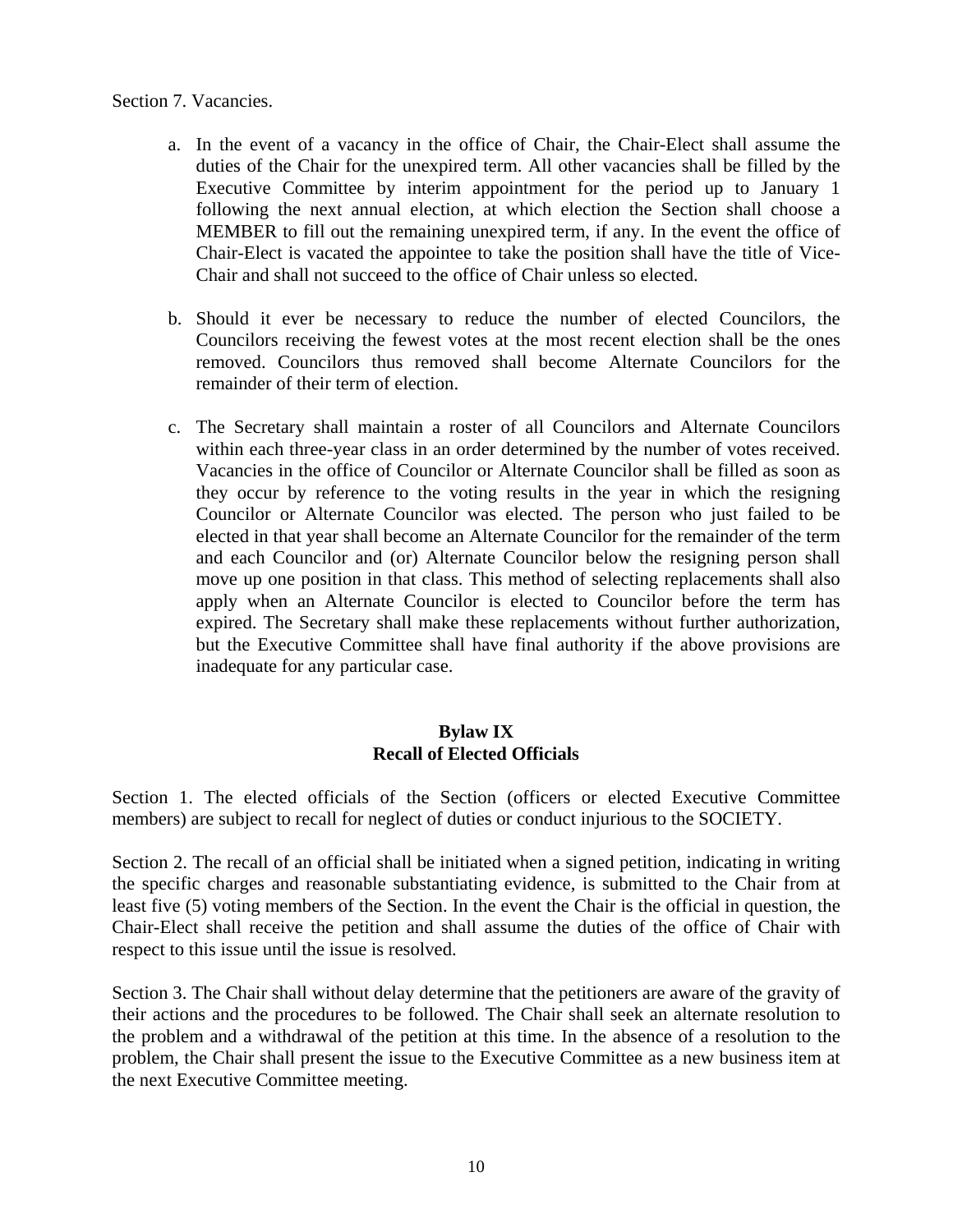Section 7. Vacancies.

a. In the event of a vacancy in the office of Chair, the Chair-Elect shall assume the duties of the Chair for the unexpired term. All other vacancies shall be filled by the Executive Committee by interim appointment for the period up to January 1 following the next annual election, at which election the Section shall choose a MEMBER to fill out the remaining unexpired term, if any. In the event the office of Chair-Elect is vacated the appointee to take the position shall have the title of Vice-Chair and shall not succeed to the office of Chair unless so elected.

b. Should it ever be necessary to reduce the number of elected Councilors, the Councilors receiving the fewest votes at the most recent election shall be the ones removed. Councilors thus removed shall become Alternate Councilors for the remainder of their term of election.

c. The Secretary shall maintain a roster of all Councilors and Alternate Councilors within each three-year class in an order determined by the number of votes received. Vacancies in the office of Councilor or Alternate Councilor shall be filled as soon as they occur by reference to the voting results in the year in which the resigning Councilor or Alternate Councilor was elected. The person who just failed to be elected in that year shall become an Alternate Councilor for the remainder of the term and each Councilor and (or) Alternate Councilor below the resigning person shall move up one position in that class. This method of selecting replacements shall also apply when an Alternate Councilor is elected to Councilor before the term has expired. The Secretary shall make these replacements without further authorization, but the Executive Committee shall have final authority if the above provisions are inadequate for any particular case.

## Bylaw IX
## Recall of Elected Officials

Section 1. The elected officials of the Section (officers or elected Executive Committee members) are subject to recall for neglect of duties or conduct injurious to the SOCIETY.

Section 2. The recall of an official shall be initiated when a signed petition, indicating in writing the specific charges and reasonable substantiating evidence, is submitted to the Chair from at least five (5) voting members of the Section. In the event the Chair is the official in question, the Chair-Elect shall receive the petition and shall assume the duties of the office of Chair with respect to this issue until the issue is resolved.

Section 3. The Chair shall without delay determine that the petitioners are aware of the gravity of their actions and the procedures to be followed. The Chair shall seek an alternate resolution to the problem and a withdrawal of the petition at this time. In the absence of a resolution to the problem, the Chair shall present the issue to the Executive Committee as a new business item at the next Executive Committee meeting.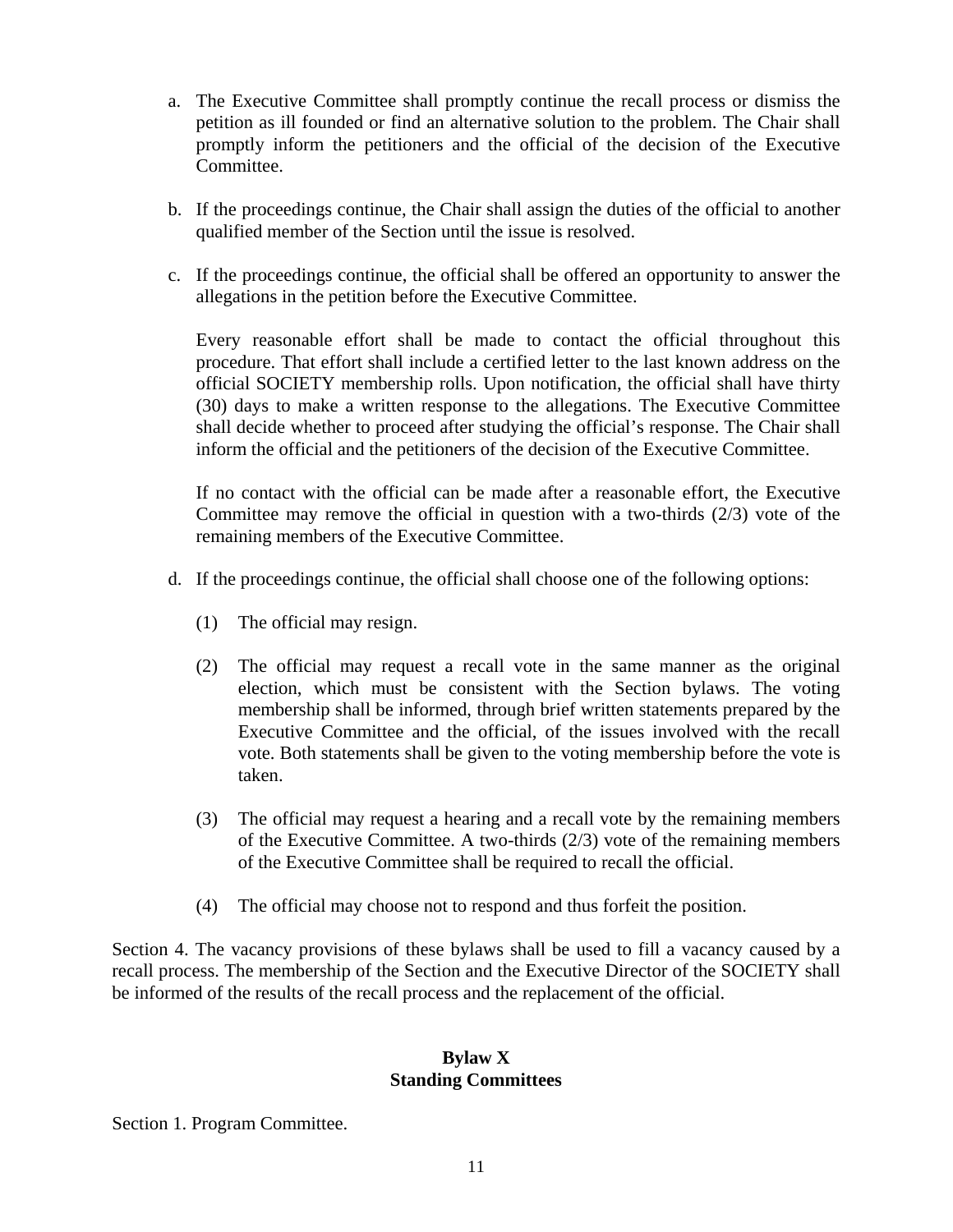a. The Executive Committee shall promptly continue the recall process or dismiss the petition as ill founded or find an alternative solution to the problem. The Chair shall promptly inform the petitioners and the official of the decision of the Executive Committee.

b. If the proceedings continue, the Chair shall assign the duties of the official to another qualified member of the Section until the issue is resolved.

c. If the proceedings continue, the official shall be offered an opportunity to answer the allegations in the petition before the Executive Committee.

   Every reasonable effort shall be made to contact the official throughout this procedure. That effort shall include a certified letter to the last known address on the official SOCIETY membership rolls. Upon notification, the official shall have thirty (30) days to make a written response to the allegations. The Executive Committee shall decide whether to proceed after studying the official's response. The Chair shall inform the official and the petitioners of the decision of the Executive Committee.

   If no contact with the official can be made after a reasonable effort, the Executive Committee may remove the official in question with a two-thirds (2/3) vote of the remaining members of the Executive Committee.

d. If the proceedings continue, the official shall choose one of the following options:

   (1) The official may resign.

   (2) The official may request a recall vote in the same manner as the original election, which must be consistent with the Section bylaws. The voting membership shall be informed, through brief written statements prepared by the Executive Committee and the official, of the issues involved with the recall vote. Both statements shall be given to the voting membership before the vote is taken.

   (3) The official may request a hearing and a recall vote by the remaining members of the Executive Committee. A two-thirds (2/3) vote of the remaining members of the Executive Committee shall be required to recall the official.

   (4) The official may choose not to respond and thus forfeit the position.

Section 4. The vacancy provisions of these bylaws shall be used to fill a vacancy caused by a recall process. The membership of the Section and the Executive Director of the SOCIETY shall be informed of the results of the recall process and the replacement of the official.

## Bylaw X
## Standing Committees

Section 1. Program Committee.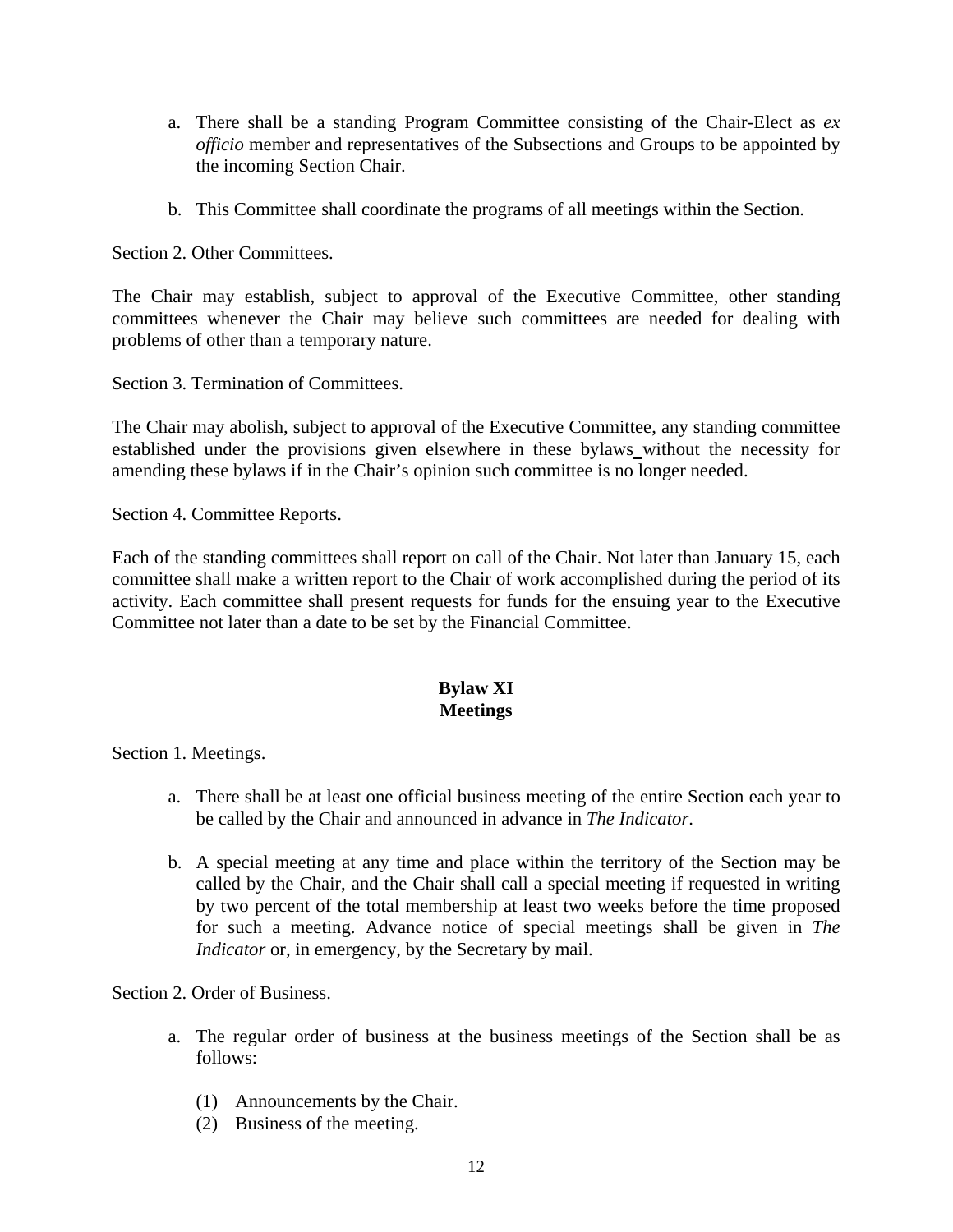a. There shall be a standing Program Committee consisting of the Chair-Elect as *ex officio* member and representatives of the Subsections and Groups to be appointed by the incoming Section Chair.

b. This Committee shall coordinate the programs of all meetings within the Section.

Section 2. Other Committees.

The Chair may establish, subject to approval of the Executive Committee, other standing committees whenever the Chair may believe such committees are needed for dealing with problems of other than a temporary nature.

Section 3. Termination of Committees.

The Chair may abolish, subject to approval of the Executive Committee, any standing committee established under the provisions given elsewhere in these bylaws without the necessity for amending these bylaws if in the Chair's opinion such committee is no longer needed.

Section 4. Committee Reports.

Each of the standing committees shall report on call of the Chair. Not later than January 15, each committee shall make a written report to the Chair of work accomplished during the period of its activity. Each committee shall present requests for funds for the ensuing year to the Executive Committee not later than a date to be set by the Financial Committee.

## Bylaw XI
## Meetings

Section 1. Meetings.

a. There shall be at least one official business meeting of the entire Section each year to be called by the Chair and announced in advance in *The Indicator*.

b. A special meeting at any time and place within the territory of the Section may be called by the Chair, and the Chair shall call a special meeting if requested in writing by two percent of the total membership at least two weeks before the time proposed for such a meeting. Advance notice of special meetings shall be given in *The Indicator* or, in emergency, by the Secretary by mail.

Section 2. Order of Business.

a. The regular order of business at the business meetings of the Section shall be as follows:

   (1) Announcements by the Chair.
   (2) Business of the meeting.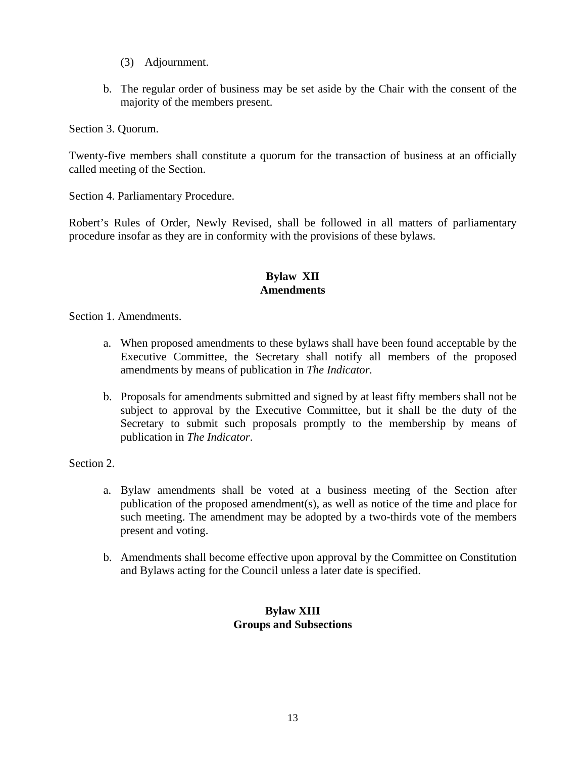(3) Adjournment.

b. The regular order of business may be set aside by the Chair with the consent of the majority of the members present.

Section 3. Quorum.

Twenty-five members shall constitute a quorum for the transaction of business at an officially called meeting of the Section.

Section 4. Parliamentary Procedure.

Robert's Rules of Order, Newly Revised, shall be followed in all matters of parliamentary procedure insofar as they are in conformity with the provisions of these bylaws.

## Bylaw XII
## Amendments

Section 1. Amendments.

a. When proposed amendments to these bylaws shall have been found acceptable by the Executive Committee, the Secretary shall notify all members of the proposed amendments by means of publication in *The Indicator.*

b. Proposals for amendments submitted and signed by at least fifty members shall not be subject to approval by the Executive Committee, but it shall be the duty of the Secretary to submit such proposals promptly to the membership by means of publication in *The Indicator*.

Section 2.

a. Bylaw amendments shall be voted at a business meeting of the Section after publication of the proposed amendment(s), as well as notice of the time and place for such meeting. The amendment may be adopted by a two-thirds vote of the members present and voting.

b. Amendments shall become effective upon approval by the Committee on Constitution and Bylaws acting for the Council unless a later date is specified.

## Bylaw XIII
## Groups and Subsections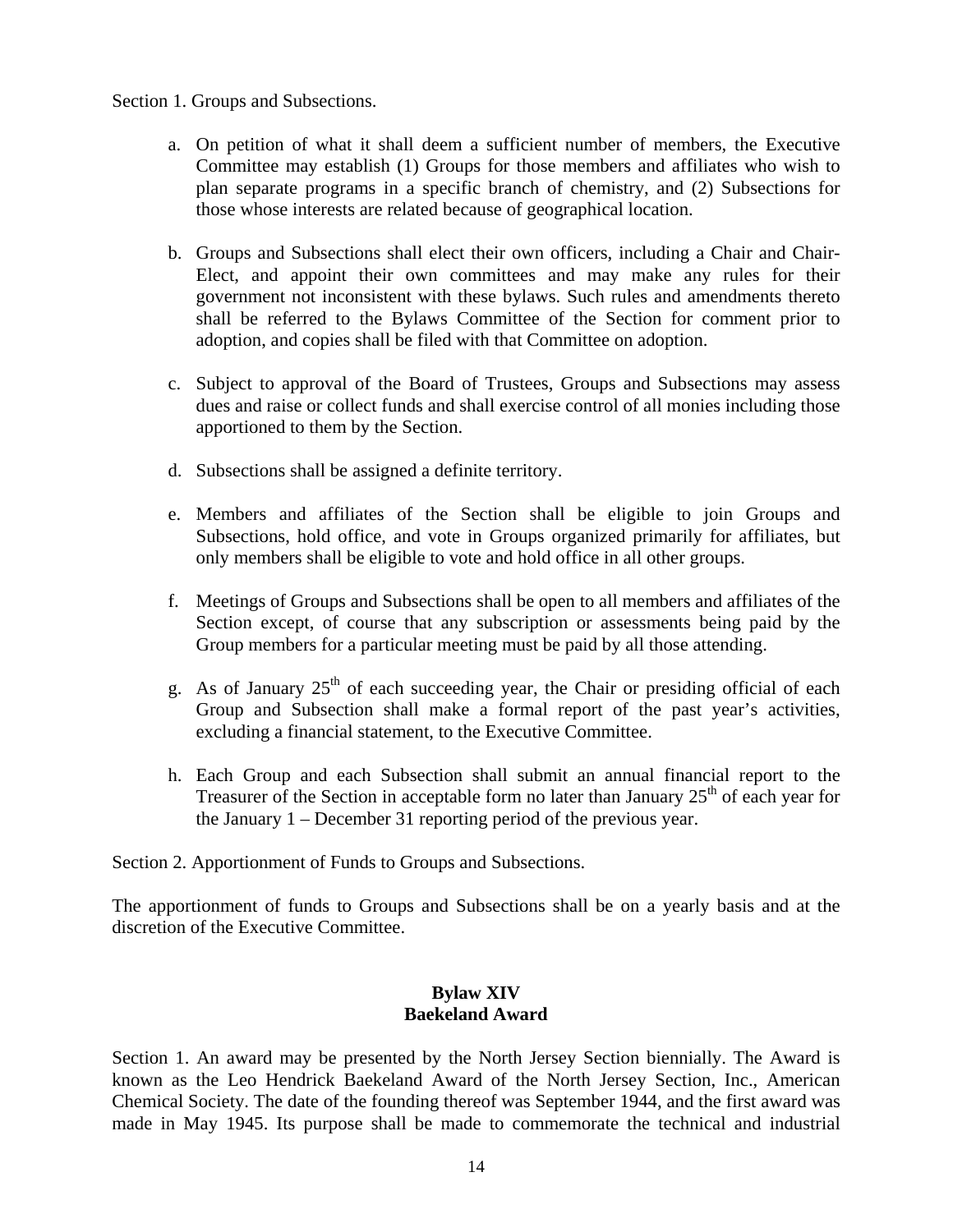Section 1. Groups and Subsections.

a. On petition of what it shall deem a sufficient number of members, the Executive Committee may establish (1) Groups for those members and affiliates who wish to plan separate programs in a specific branch of chemistry, and (2) Subsections for those whose interests are related because of geographical location.

b. Groups and Subsections shall elect their own officers, including a Chair and Chair-Elect, and appoint their own committees and may make any rules for their government not inconsistent with these bylaws. Such rules and amendments thereto shall be referred to the Bylaws Committee of the Section for comment prior to adoption, and copies shall be filed with that Committee on adoption.

c. Subject to approval of the Board of Trustees, Groups and Subsections may assess dues and raise or collect funds and shall exercise control of all monies including those apportioned to them by the Section.

d. Subsections shall be assigned a definite territory.

e. Members and affiliates of the Section shall be eligible to join Groups and Subsections, hold office, and vote in Groups organized primarily for affiliates, but only members shall be eligible to vote and hold office in all other groups.

f. Meetings of Groups and Subsections shall be open to all members and affiliates of the Section except, of course that any subscription or assessments being paid by the Group members for a particular meeting must be paid by all those attending.

g. As of January 25th of each succeeding year, the Chair or presiding official of each Group and Subsection shall make a formal report of the past year's activities, excluding a financial statement, to the Executive Committee.

h. Each Group and each Subsection shall submit an annual financial report to the Treasurer of the Section in acceptable form no later than January 25th of each year for the January 1 – December 31 reporting period of the previous year.

Section 2. Apportionment of Funds to Groups and Subsections.

The apportionment of funds to Groups and Subsections shall be on a yearly basis and at the discretion of the Executive Committee.

## Bylaw XIV
## Baekeland Award

Section 1. An award may be presented by the North Jersey Section biennially. The Award is known as the Leo Hendrick Baekeland Award of the North Jersey Section, Inc., American Chemical Society. The date of the founding thereof was September 1944, and the first award was made in May 1945. Its purpose shall be made to commemorate the technical and industrial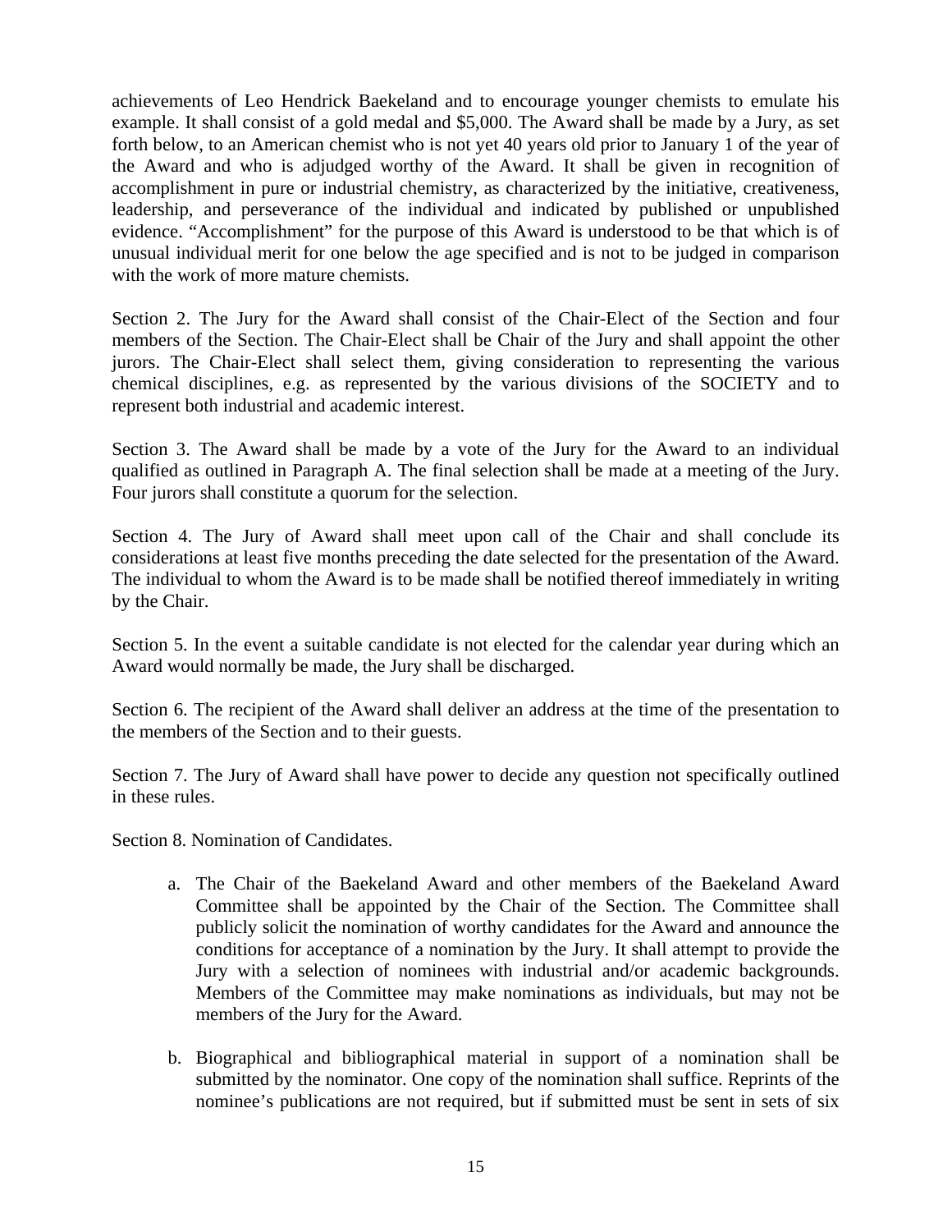achievements of Leo Hendrick Baekeland and to encourage younger chemists to emulate his example. It shall consist of a gold medal and $5,000. The Award shall be made by a Jury, as set forth below, to an American chemist who is not yet 40 years old prior to January 1 of the year of the Award and who is adjudged worthy of the Award. It shall be given in recognition of accomplishment in pure or industrial chemistry, as characterized by the initiative, creativeness, leadership, and perseverance of the individual and indicated by published or unpublished evidence. "Accomplishment" for the purpose of this Award is understood to be that which is of unusual individual merit for one below the age specified and is not to be judged in comparison with the work of more mature chemists.

Section 2. The Jury for the Award shall consist of the Chair-Elect of the Section and four members of the Section. The Chair-Elect shall be Chair of the Jury and shall appoint the other jurors. The Chair-Elect shall select them, giving consideration to representing the various chemical disciplines, e.g. as represented by the various divisions of the SOCIETY and to represent both industrial and academic interest.

Section 3. The Award shall be made by a vote of the Jury for the Award to an individual qualified as outlined in Paragraph A. The final selection shall be made at a meeting of the Jury. Four jurors shall constitute a quorum for the selection.

Section 4. The Jury of Award shall meet upon call of the Chair and shall conclude its considerations at least five months preceding the date selected for the presentation of the Award. The individual to whom the Award is to be made shall be notified thereof immediately in writing by the Chair.

Section 5. In the event a suitable candidate is not elected for the calendar year during which an Award would normally be made, the Jury shall be discharged.

Section 6. The recipient of the Award shall deliver an address at the time of the presentation to the members of the Section and to their guests.

Section 7. The Jury of Award shall have power to decide any question not specifically outlined in these rules.

Section 8. Nomination of Candidates.

a. The Chair of the Baekeland Award and other members of the Baekeland Award Committee shall be appointed by the Chair of the Section. The Committee shall publicly solicit the nomination of worthy candidates for the Award and announce the conditions for acceptance of a nomination by the Jury. It shall attempt to provide the Jury with a selection of nominees with industrial and/or academic backgrounds. Members of the Committee may make nominations as individuals, but may not be members of the Jury for the Award.

b. Biographical and bibliographical material in support of a nomination shall be submitted by the nominator. One copy of the nomination shall suffice. Reprints of the nominee's publications are not required, but if submitted must be sent in sets of six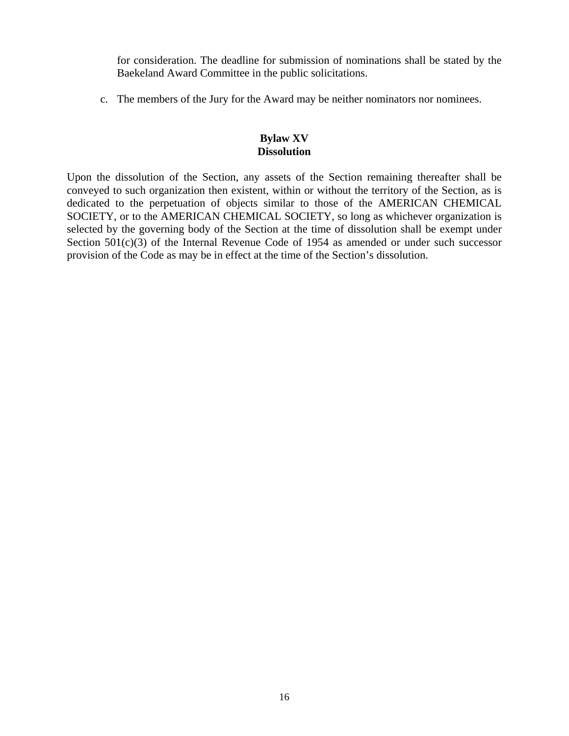for consideration. The deadline for submission of nominations shall be stated by the Baekeland Award Committee in the public solicitations.

c. The members of the Jury for the Award may be neither nominators nor nominees.

## Bylaw XV
## Dissolution

Upon the dissolution of the Section, any assets of the Section remaining thereafter shall be conveyed to such organization then existent, within or without the territory of the Section, as is dedicated to the perpetuation of objects similar to those of the AMERICAN CHEMICAL SOCIETY, or to the AMERICAN CHEMICAL SOCIETY, so long as whichever organization is selected by the governing body of the Section at the time of dissolution shall be exempt under Section 501(c)(3) of the Internal Revenue Code of 1954 as amended or under such successor provision of the Code as may be in effect at the time of the Section's dissolution.